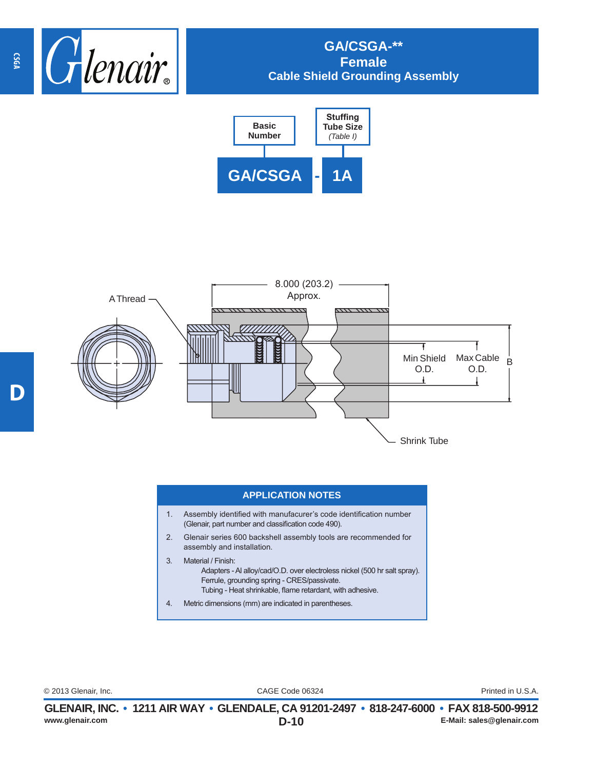# GA/CSGA-**
## Female
## Cable Shield Grounding Assembly

| Basic Number | | Stuffing Tube Size (*Table I*) |
|---|---|---|
| GA/CSGA | - | 1A |

8.000 (203.2) Approx.

A Thread

Min Shield O.D.

Max Cable O.D.

B

Shrink Tube

## APPLICATION NOTES

1. Assembly identified with manufacurer's code identification number (Glenair, part number and classification code 490).
2. Glenair series 600 backshell assembly tools are recommended for assembly and installation.
3. Material / Finish:
   Adapters - Al alloy/cad/O.D. over electroless nickel (500 hr salt spray).
   Ferrule, grounding spring - CRES/passivate.
   Tubing - Heat shrinkable, flame retardant, with adhesive.
4. Metric dimensions (mm) are indicated in parentheses.

© 2013 Glenair, Inc. CAGE Code 06324 Printed in U.S.A.

**GLENAIR, INC. • 1211 AIR WAY • GLENDALE, CA 91201-2497 • 818-247-6000 • FAX 818-500-9912**

www.glenair.com E-Mail: sales@glenair.com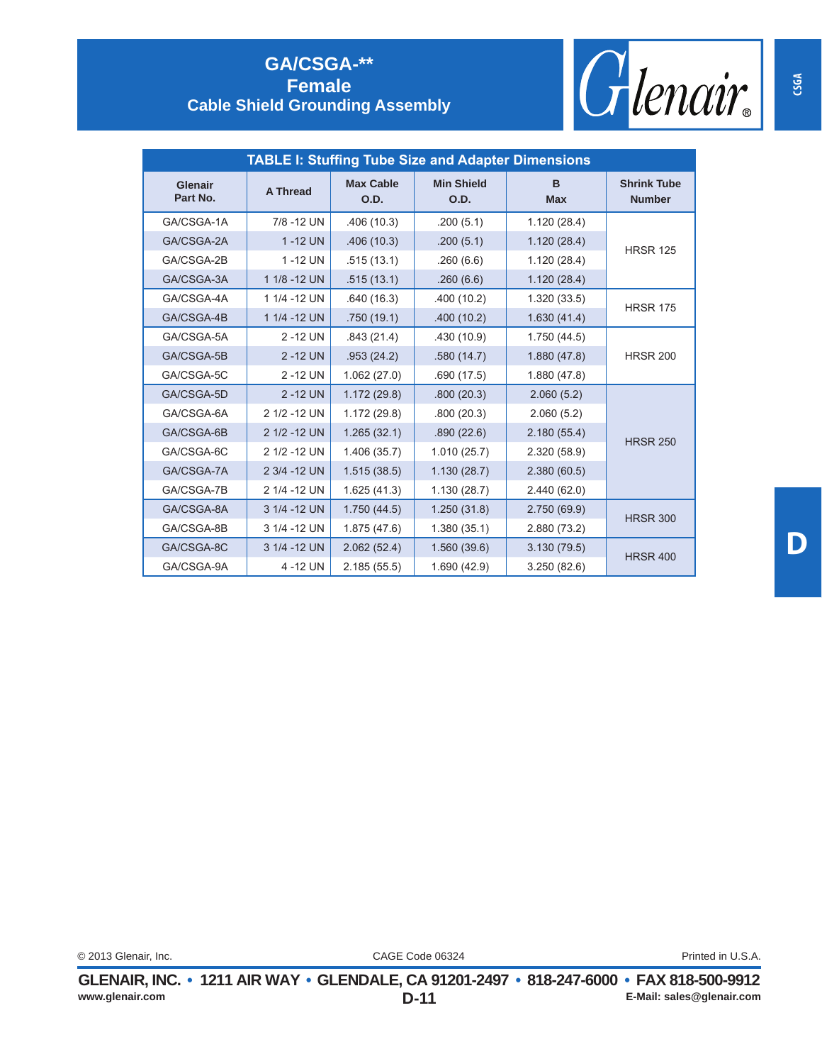# GA/CSGA-**
## Female
## Cable Shield Grounding Assembly

| TABLE I: Stuffing Tube Size and Adapter Dimensions | | | | | |
|---|---|---|---|---|---|
| Glenair Part No. | A Thread | Max Cable O.D. | Min Shield O.D. | B Max | Shrink Tube Number |
| GA/CSGA-1A | 7/8 -12 UN | .406 (10.3) | .200 (5.1) | 1.120 (28.4) | HRSR 125 |
| GA/CSGA-2A | 1 -12 UN | .406 (10.3) | .200 (5.1) | 1.120 (28.4) | |
| GA/CSGA-2B | 1 -12 UN | .515 (13.1) | .260 (6.6) | 1.120 (28.4) | |
| GA/CSGA-3A | 1 1/8 -12 UN | .515 (13.1) | .260 (6.6) | 1.120 (28.4) | |
| GA/CSGA-4A | 1 1/4 -12 UN | .640 (16.3) | .400 (10.2) | 1.320 (33.5) | HRSR 175 |
| GA/CSGA-4B | 1 1/4 -12 UN | .750 (19.1) | .400 (10.2) | 1.630 (41.4) | |
| GA/CSGA-5A | 2 -12 UN | .843 (21.4) | .430 (10.9) | 1.750 (44.5) | HRSR 200 |
| GA/CSGA-5B | 2 -12 UN | .953 (24.2) | .580 (14.7) | 1.880 (47.8) | |
| GA/CSGA-5C | 2 -12 UN | 1.062 (27.0) | .690 (17.5) | 1.880 (47.8) | |
| GA/CSGA-5D | 2 -12 UN | 1.172 (29.8) | .800 (20.3) | 2.060 (5.2) | HRSR 250 |
| GA/CSGA-6A | 2 1/2 -12 UN | 1.172 (29.8) | .800 (20.3) | 2.060 (5.2) | |
| GA/CSGA-6B | 2 1/2 -12 UN | 1.265 (32.1) | .890 (22.6) | 2.180 (55.4) | |
| GA/CSGA-6C | 2 1/2 -12 UN | 1.406 (35.7) | 1.010 (25.7) | 2.320 (58.9) | |
| GA/CSGA-7A | 2 3/4 -12 UN | 1.515 (38.5) | 1.130 (28.7) | 2.380 (60.5) | |
| GA/CSGA-7B | 2 1/4 -12 UN | 1.625 (41.3) | 1.130 (28.7) | 2.440 (62.0) | |
| GA/CSGA-8A | 3 1/4 -12 UN | 1.750 (44.5) | 1.250 (31.8) | 2.750 (69.9) | HRSR 300 |
| GA/CSGA-8B | 3 1/4 -12 UN | 1.875 (47.6) | 1.380 (35.1) | 2.880 (73.2) | |
| GA/CSGA-8C | 3 1/4 -12 UN | 2.062 (52.4) | 1.560 (39.6) | 3.130 (79.5) | HRSR 400 |
| GA/CSGA-9A | 4 -12 UN | 2.185 (55.5) | 1.690 (42.9) | 3.250 (82.6) | |